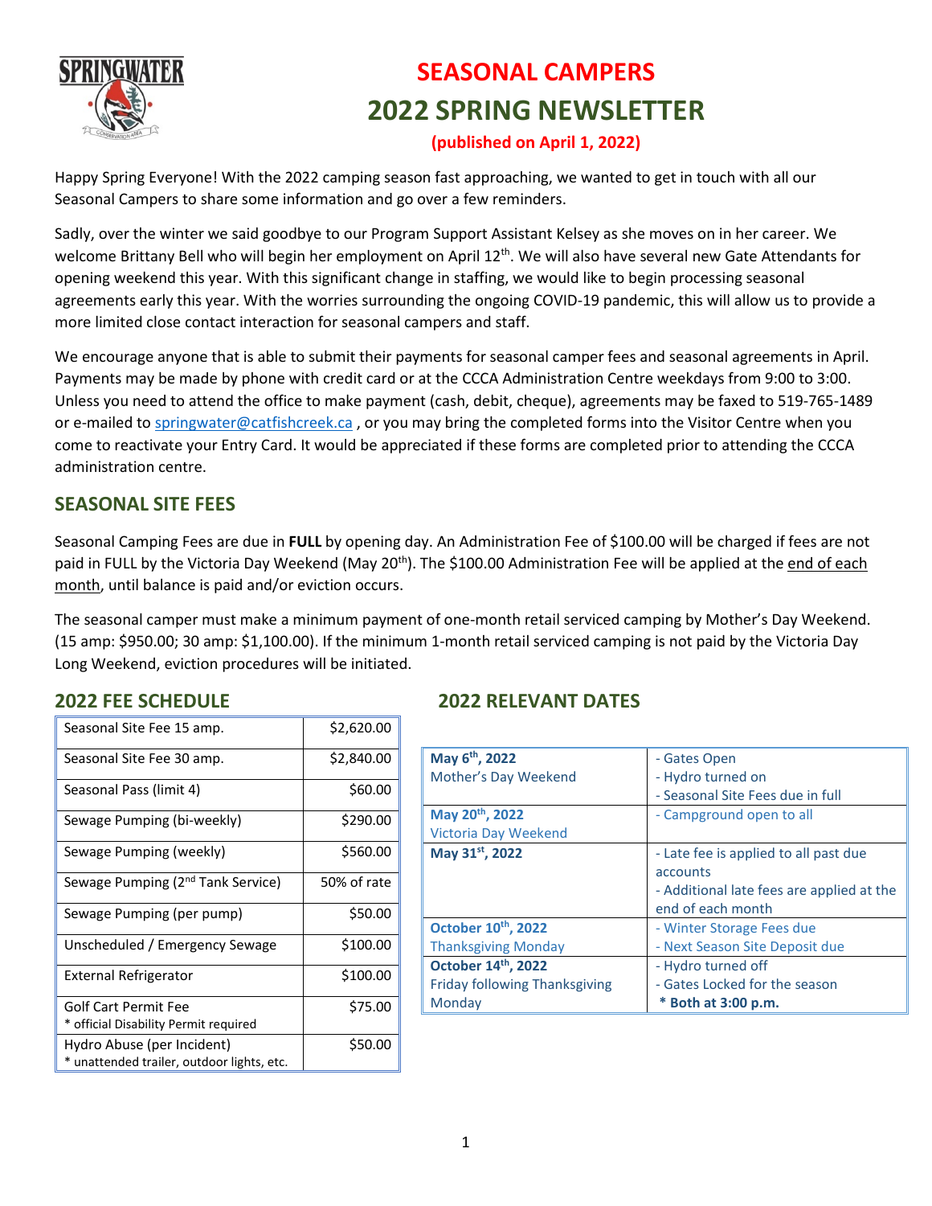# SEASONAL CAMPERS
# 2022 SPRING NEWSLETTER

**(published on April 1, 2022)**

Happy Spring Everyone! With the 2022 camping season fast approaching, we wanted to get in touch with all our Seasonal Campers to share some information and go over a few reminders.

Sadly, over the winter we said goodbye to our Program Support Assistant Kelsey as she moves on in her career. We welcome Brittany Bell who will begin her employment on April 12th. We will also have several new Gate Attendants for opening weekend this year. With this significant change in staffing, we would like to begin processing seasonal agreements early this year. With the worries surrounding the ongoing COVID-19 pandemic, this will allow us to provide a more limited close contact interaction for seasonal campers and staff.

We encourage anyone that is able to submit their payments for seasonal camper fees and seasonal agreements in April. Payments may be made by phone with credit card or at the CCCA Administration Centre weekdays from 9:00 to 3:00. Unless you need to attend the office to make payment (cash, debit, cheque), agreements may be faxed to 519-765-1489 or e-mailed to springwater@catfishcreek.ca , or you may bring the completed forms into the Visitor Centre when you come to reactivate your Entry Card. It would be appreciated if these forms are completed prior to attending the CCCA administration centre.

## SEASONAL SITE FEES

Seasonal Camping Fees are due in **FULL** by opening day. An Administration Fee of $100.00 will be charged if fees are not paid in FULL by the Victoria Day Weekend (May 20th). The $100.00 Administration Fee will be applied at the end of each month, until balance is paid and/or eviction occurs.

The seasonal camper must make a minimum payment of one-month retail serviced camping by Mother's Day Weekend. (15 amp: $950.00; 30 amp: $1,100.00). If the minimum 1-month retail serviced camping is not paid by the Victoria Day Long Weekend, eviction procedures will be initiated.

## 2022 FEE SCHEDULE

| Item | Fee |
|---|---|
| Seasonal Site Fee 15 amp. | $2,620.00 |
| Seasonal Site Fee 30 amp. | $2,840.00 |
| Seasonal Pass (limit 4) | $60.00 |
| Sewage Pumping (bi-weekly) | $290.00 |
| Sewage Pumping (weekly) | $560.00 |
| Sewage Pumping (2nd Tank Service) | 50% of rate |
| Sewage Pumping (per pump) | $50.00 |
| Unscheduled / Emergency Sewage | $100.00 |
| External Refrigerator | $100.00 |
| Golf Cart Permit Fee<br>* official Disability Permit required | $75.00 |
| Hydro Abuse (per Incident)<br>* unattended trailer, outdoor lights, etc. | $50.00 |

## 2022 RELEVANT DATES

| Date | Details |
|---|---|
| **May 6th, 2022**<br>Mother's Day Weekend | - Gates Open<br>- Hydro turned on<br>- Seasonal Site Fees due in full |
| **May 20th, 2022**<br>Victoria Day Weekend | - Campground open to all |
| **May 31st, 2022** | - Late fee is applied to all past due accounts<br>- Additional late fees are applied at the end of each month |
| **October 10th, 2022**<br>Thanksgiving Monday | - Winter Storage Fees due<br>- Next Season Site Deposit due |
| **October 14th, 2022**<br>Friday following Thanksgiving Monday | - Hydro turned off<br>- Gates Locked for the season<br>**\* Both at 3:00 p.m.** |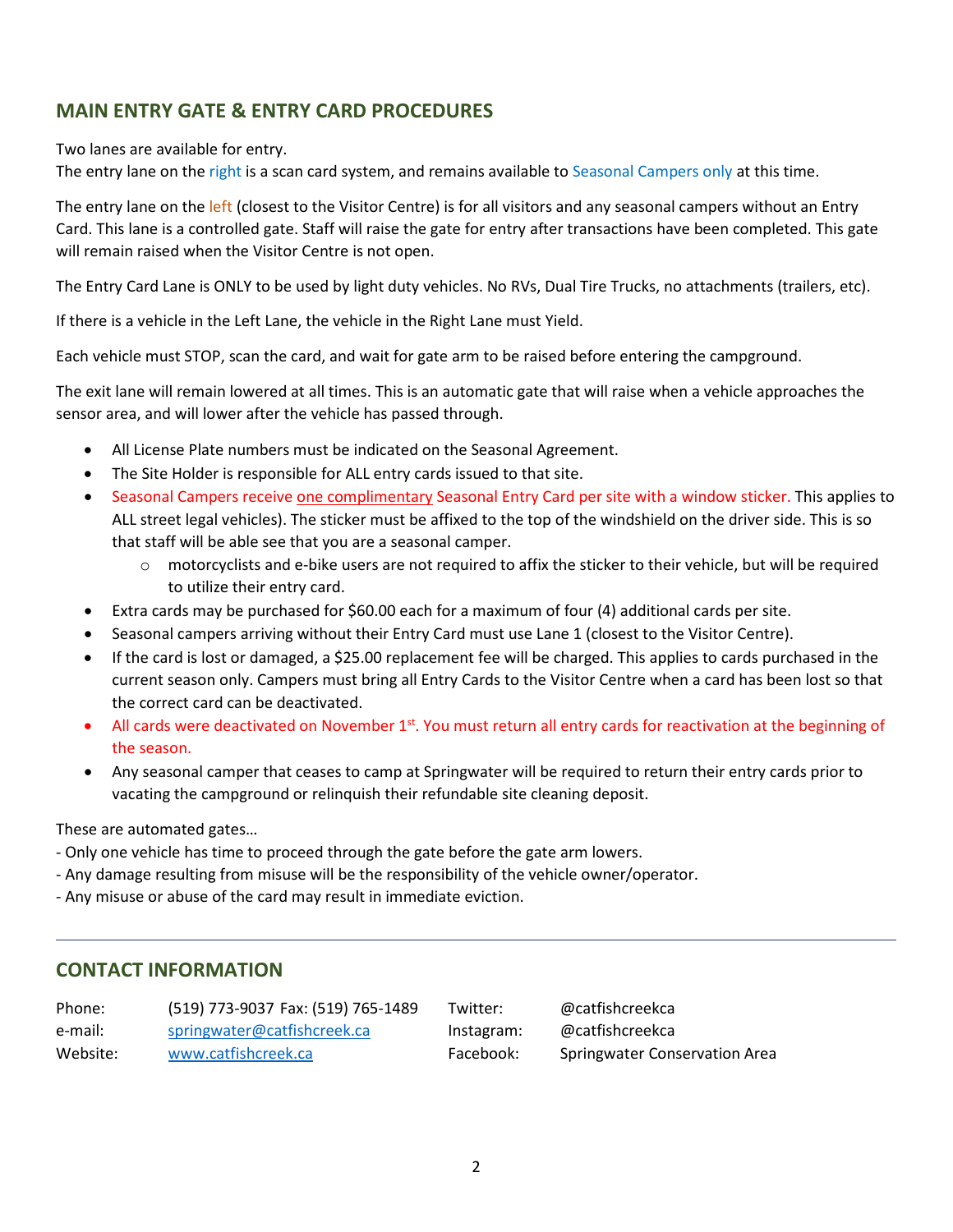## MAIN ENTRY GATE & ENTRY CARD PROCEDURES

Two lanes are available for entry.
The entry lane on the right is a scan card system, and remains available to Seasonal Campers only at this time.

The entry lane on the left (closest to the Visitor Centre) is for all visitors and any seasonal campers without an Entry Card. This lane is a controlled gate. Staff will raise the gate for entry after transactions have been completed. This gate will remain raised when the Visitor Centre is not open.

The Entry Card Lane is ONLY to be used by light duty vehicles. No RVs, Dual Tire Trucks, no attachments (trailers, etc).

If there is a vehicle in the Left Lane, the vehicle in the Right Lane must Yield.

Each vehicle must STOP, scan the card, and wait for gate arm to be raised before entering the campground.

The exit lane will remain lowered at all times. This is an automatic gate that will raise when a vehicle approaches the sensor area, and will lower after the vehicle has passed through.

- All License Plate numbers must be indicated on the Seasonal Agreement.
- The Site Holder is responsible for ALL entry cards issued to that site.
- Seasonal Campers receive one complimentary Seasonal Entry Card per site with a window sticker. This applies to ALL street legal vehicles). The sticker must be affixed to the top of the windshield on the driver side. This is so that staff will be able see that you are a seasonal camper.
  - motorcyclists and e-bike users are not required to affix the sticker to their vehicle, but will be required to utilize their entry card.
- Extra cards may be purchased for $60.00 each for a maximum of four (4) additional cards per site.
- Seasonal campers arriving without their Entry Card must use Lane 1 (closest to the Visitor Centre).
- If the card is lost or damaged, a $25.00 replacement fee will be charged. This applies to cards purchased in the current season only. Campers must bring all Entry Cards to the Visitor Centre when a card has been lost so that the correct card can be deactivated.
- All cards were deactivated on November 1st. You must return all entry cards for reactivation at the beginning of the season.
- Any seasonal camper that ceases to camp at Springwater will be required to return their entry cards prior to vacating the campground or relinquish their refundable site cleaning deposit.

These are automated gates…
- Only one vehicle has time to proceed through the gate before the gate arm lowers.
- Any damage resulting from misuse will be the responsibility of the vehicle owner/operator.
- Any misuse or abuse of the card may result in immediate eviction.

---

## CONTACT INFORMATION

| | | | |
|---|---|---|---|
| Phone: | (519) 773-9037 Fax: (519) 765-1489 | Twitter: | @catfishcreekca |
| e-mail: | springwater@catfishcreek.ca | Instagram: | @catfishcreekca |
| Website: | www.catfishcreek.ca | Facebook: | Springwater Conservation Area |